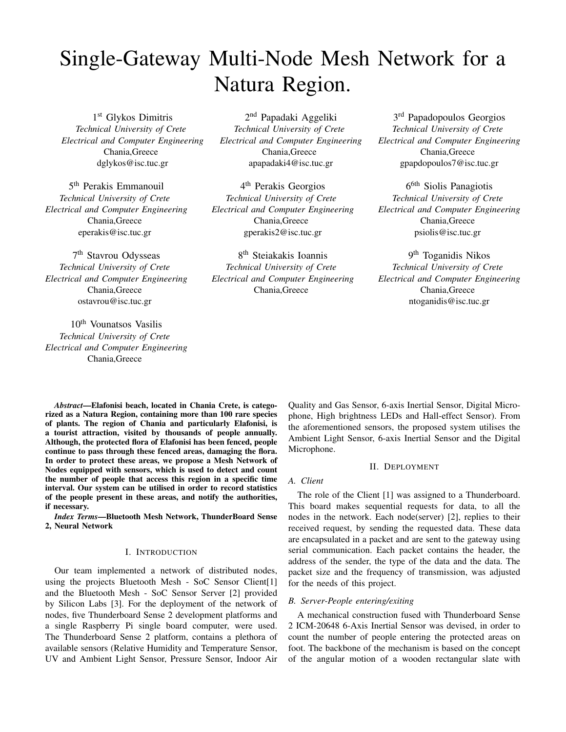# Single-Gateway Multi-Node Mesh Network for a Natura Region.

1st Glykos Dimitris
*Technical University of Crete*
*Electrical and Computer Engineering*
Chania,Greece
dglykos@isc.tuc.gr

2nd Papadaki Aggeliki
*Technical University of Crete*
*Electrical and Computer Engineering*
Chania,Greece
apapadaki4@isc.tuc.gr

3rd Papadopoulos Georgios
*Technical University of Crete*
*Electrical and Computer Engineering*
Chania,Greece
gpapdopoulos7@isc.tuc.gr

5th Perakis Emmanouil
*Technical University of Crete*
*Electrical and Computer Engineering*
Chania,Greece
eperakis@isc.tuc.gr

4th Perakis Georgios
*Technical University of Crete*
*Electrical and Computer Engineering*
Chania,Greece
gperakis2@isc.tuc.gr

6^6th Siolis Panagiotis
*Technical University of Crete*
*Electrical and Computer Engineering*
Chania,Greece
psiolis@isc.tuc.gr

7th Stavrou Odysseas
*Technical University of Crete*
*Electrical and Computer Engineering*
Chania,Greece
ostavrou@isc.tuc.gr

8th Steiakakis Ioannis
*Technical University of Crete*
*Electrical and Computer Engineering*
Chania,Greece

9th Toganidis Nikos
*Technical University of Crete*
*Electrical and Computer Engineering*
Chania,Greece
ntoganidis@isc.tuc.gr

10th Vounatsos Vasilis
*Technical University of Crete*
*Electrical and Computer Engineering*
Chania,Greece

***Abstract*—Elafonisi beach, located in Chania Crete, is categorized as a Natura Region, containing more than 100 rare species of plants. The region of Chania and particularly Elafonisi, is a tourist attraction, visited by thousands of people annually. Although, the protected flora of Elafonisi has been fenced, people continue to pass through these fenced areas, damaging the flora. In order to protect these areas, we propose a Mesh Network of Nodes equipped with sensors, which is used to detect and count the number of people that access this region in a specific time interval. Our system can be utilised in order to record statistics of the people present in these areas, and notify the authorities, if necessary.**

***Index Terms*—Bluetooth Mesh Network, ThunderBoard Sense 2, Neural Network**

## I. Introduction

Our team implemented a network of distributed nodes, using the projects Bluetooth Mesh - SoC Sensor Client[1] and the Bluetooth Mesh - SoC Sensor Server [2] provided by Silicon Labs [3]. For the deployment of the network of nodes, five Thunderboard Sense 2 development platforms and a single Raspberry Pi single board computer, were used. The Thunderboard Sense 2 platform, contains a plethora of available sensors (Relative Humidity and Temperature Sensor, UV and Ambient Light Sensor, Pressure Sensor, Indoor Air Quality and Gas Sensor, 6-axis Inertial Sensor, Digital Microphone, High brightness LEDs and Hall-effect Sensor). From the aforementioned sensors, the proposed system utilises the Ambient Light Sensor, 6-axis Inertial Sensor and the Digital Microphone.

## II. Deployment

### *A. Client*

The role of the Client [1] was assigned to a Thunderboard. This board makes sequential requests for data, to all the nodes in the network. Each node(server) [2], replies to their received request, by sending the requested data. These data are encapsulated in a packet and are sent to the gateway using serial communication. Each packet contains the header, the address of the sender, the type of the data and the data. The packet size and the frequency of transmission, was adjusted for the needs of this project.

### *B. Server-People entering/exiting*

A mechanical construction fused with Thunderboard Sense 2 ICM-20648 6-Axis Inertial Sensor was devised, in order to count the number of people entering the protected areas on foot. The backbone of the mechanism is based on the concept of the angular motion of a wooden rectangular slate with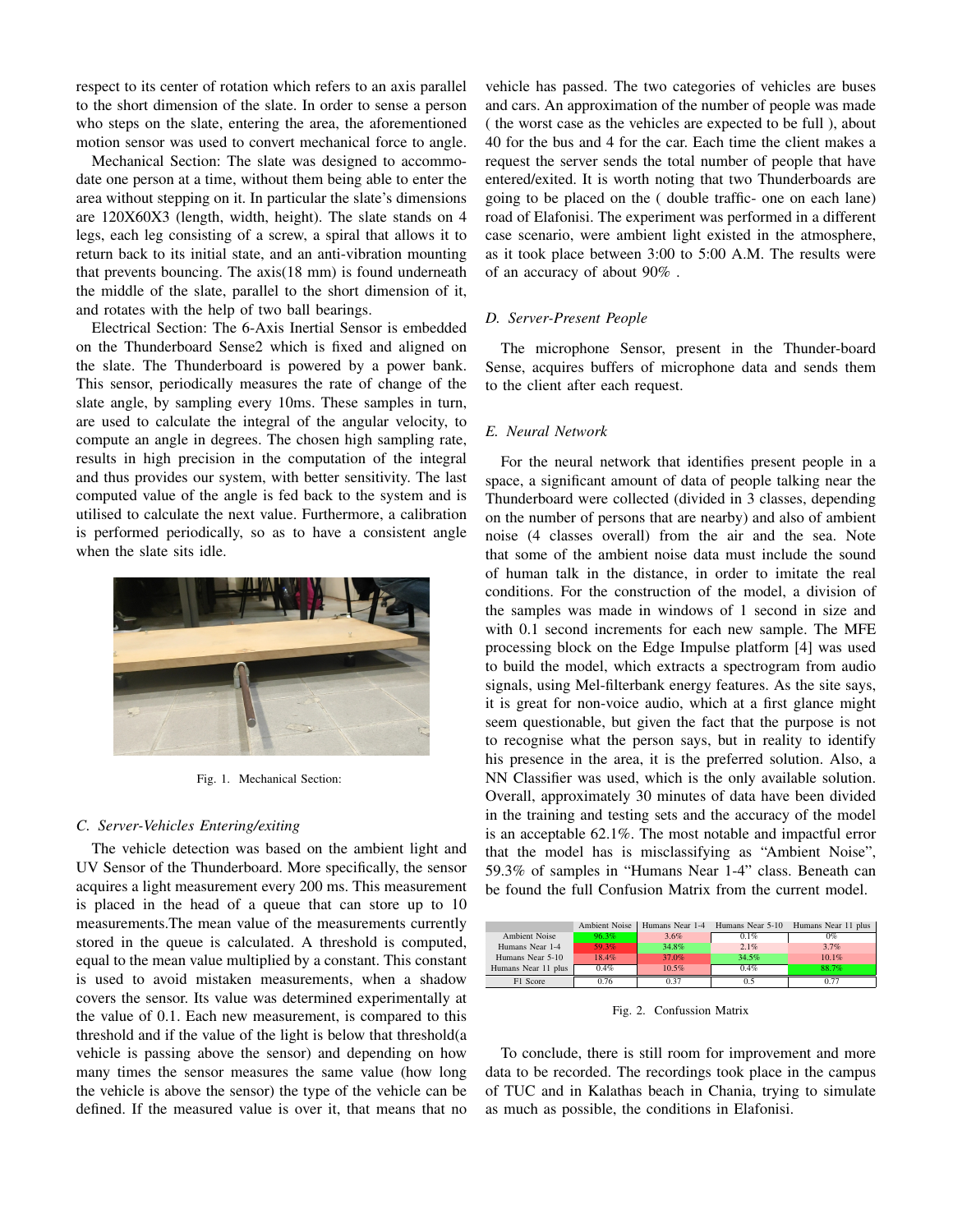respect to its center of rotation which refers to an axis parallel to the short dimension of the slate. In order to sense a person who steps on the slate, entering the area, the aforementioned motion sensor was used to convert mechanical force to angle.

Mechanical Section: The slate was designed to accommodate one person at a time, without them being able to enter the area without stepping on it. In particular the slate's dimensions are 120X60X3 (length, width, height). The slate stands on 4 legs, each leg consisting of a screw, a spiral that allows it to return back to its initial state, and an anti-vibration mounting that prevents bouncing. The axis(18 mm) is found underneath the middle of the slate, parallel to the short dimension of it, and rotates with the help of two ball bearings.

Electrical Section: The 6-Axis Inertial Sensor is embedded on the Thunderboard Sense2 which is fixed and aligned on the slate. The Thunderboard is powered by a power bank. This sensor, periodically measures the rate of change of the slate angle, by sampling every 10ms. These samples in turn, are used to calculate the integral of the angular velocity, to compute an angle in degrees. The chosen high sampling rate, results in high precision in the computation of the integral and thus provides our system, with better sensitivity. The last computed value of the angle is fed back to the system and is utilised to calculate the next value. Furthermore, a calibration is performed periodically, so as to have a consistent angle when the slate sits idle.

Fig. 1. Mechanical Section:

### C. Server-Vehicles Entering/exiting

The vehicle detection was based on the ambient light and UV Sensor of the Thunderboard. More specifically, the sensor acquires a light measurement every 200 ms. This measurement is placed in the head of a queue that can store up to 10 measurements.The mean value of the measurements currently stored in the queue is calculated. A threshold is computed, equal to the mean value multiplied by a constant. This constant is used to avoid mistaken measurements, when a shadow covers the sensor. Its value was determined experimentally at the value of 0.1. Each new measurement, is compared to this threshold and if the value of the light is below that threshold(a vehicle is passing above the sensor) and depending on how many times the sensor measures the same value (how long the vehicle is above the sensor) the type of the vehicle can be defined. If the measured value is over it, that means that no vehicle has passed. The two categories of vehicles are buses and cars. An approximation of the number of people was made ( the worst case as the vehicles are expected to be full ), about 40 for the bus and 4 for the car. Each time the client makes a request the server sends the total number of people that have entered/exited. It is worth noting that two Thunderboards are going to be placed on the ( double traffic- one on each lane) road of Elafonisi. The experiment was performed in a different case scenario, were ambient light existed in the atmosphere, as it took place between 3:00 to 5:00 A.M. The results were of an accuracy of about 90% .

### D. Server-Present People

The microphone Sensor, present in the Thunder-board Sense, acquires buffers of microphone data and sends them to the client after each request.

### E. Neural Network

For the neural network that identifies present people in a space, a significant amount of data of people talking near the Thunderboard were collected (divided in 3 classes, depending on the number of persons that are nearby) and also of ambient noise (4 classes overall) from the air and the sea. Note that some of the ambient noise data must include the sound of human talk in the distance, in order to imitate the real conditions. For the construction of the model, a division of the samples was made in windows of 1 second in size and with 0.1 second increments for each new sample. The MFE processing block on the Edge Impulse platform [4] was used to build the model, which extracts a spectrogram from audio signals, using Mel-filterbank energy features. As the site says, it is great for non-voice audio, which at a first glance might seem questionable, but given the fact that the purpose is not to recognise what the person says, but in reality to identify his presence in the area, it is the preferred solution. Also, a NN Classifier was used, which is the only available solution. Overall, approximately 30 minutes of data have been divided in the training and testing sets and the accuracy of the model is an acceptable 62.1%. The most notable and impactful error that the model has is misclassifying as "Ambient Noise", 59.3% of samples in "Humans Near 1-4" class. Beneath can be found the full Confusion Matrix from the current model.

| | Ambient Noise | Humans Near 1-4 | Humans Near 5-10 | Humans Near 11 plus |
|---|---|---|---|---|
| Ambient Noise | 96.3% | 3.6% | 0.1% | 0% |
| Humans Near 1-4 | 59.3% | 34.8% | 2.1% | 3.7% |
| Humans Near 5-10 | 18.4% | 37.0% | 34.5% | 10.1% |
| Humans Near 11 plus | 0.4% | 10.5% | 0.4% | 88.7% |
| F1 Score | 0.76 | 0.37 | 0.5 | 0.77 |

Fig. 2. Confussion Matrix

To conclude, there is still room for improvement and more data to be recorded. The recordings took place in the campus of TUC and in Kalathas beach in Chania, trying to simulate as much as possible, the conditions in Elafonisi.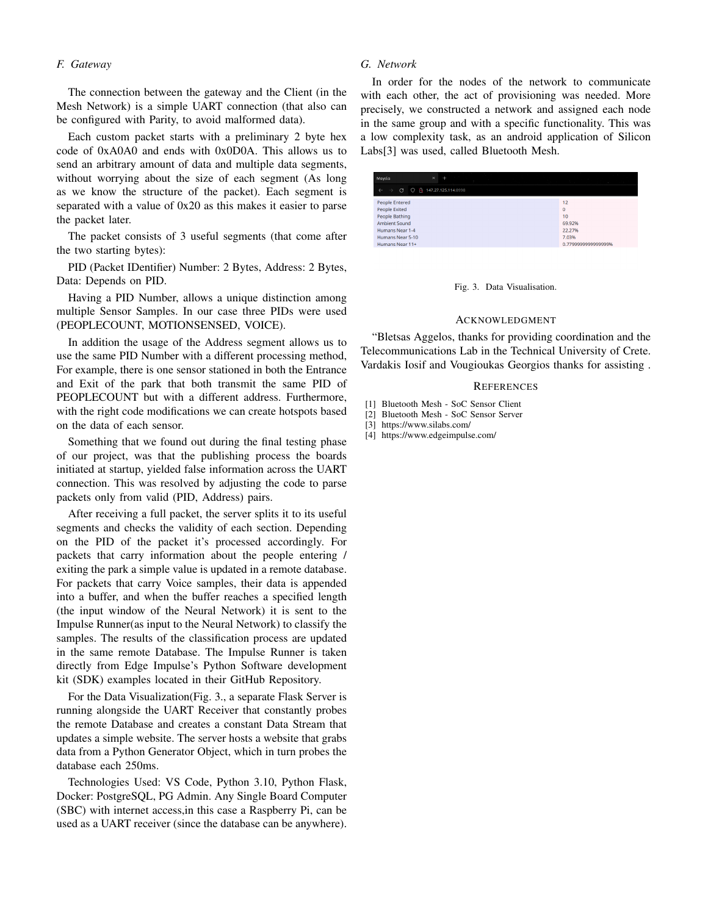### F. Gateway

The connection between the gateway and the Client (in the Mesh Network) is a simple UART connection (that also can be configured with Parity, to avoid malformed data).

Each custom packet starts with a preliminary 2 byte hex code of 0xA0A0 and ends with 0x0D0A. This allows us to send an arbitrary amount of data and multiple data segments, without worrying about the size of each segment (As long as we know the structure of the packet). Each segment is separated with a value of 0x20 as this makes it easier to parse the packet later.

The packet consists of 3 useful segments (that come after the two starting bytes):

PID (Packet IDentifier) Number: 2 Bytes, Address: 2 Bytes, Data: Depends on PID.

Having a PID Number, allows a unique distinction among multiple Sensor Samples. In our case three PIDs were used (PEOPLECOUNT, MOTIONSENSED, VOICE).

In addition the usage of the Address segment allows us to use the same PID Number with a different processing method, For example, there is one sensor stationed in both the Entrance and Exit of the park that both transmit the same PID of PEOPLECOUNT but with a different address. Furthermore, with the right code modifications we can create hotspots based on the data of each sensor.

Something that we found out during the final testing phase of our project, was that the publishing process the boards initiated at startup, yielded false information across the UART connection. This was resolved by adjusting the code to parse packets only from valid (PID, Address) pairs.

After receiving a full packet, the server splits it to its useful segments and checks the validity of each section. Depending on the PID of the packet it's processed accordingly. For packets that carry information about the people entering / exiting the park a simple value is updated in a remote database. For packets that carry Voice samples, their data is appended into a buffer, and when the buffer reaches a specified length (the input window of the Neural Network) it is sent to the Impulse Runner(as input to the Neural Network) to classify the samples. The results of the classification process are updated in the same remote Database. The Impulse Runner is taken directly from Edge Impulse's Python Software development kit (SDK) examples located in their GitHub Repository.

For the Data Visualization(Fig. 3., a separate Flask Server is running alongside the UART Receiver that constantly probes the remote Database and creates a constant Data Stream that updates a simple website. The server hosts a website that grabs data from a Python Generator Object, which in turn probes the database each 250ms.

Technologies Used: VS Code, Python 3.10, Python Flask, Docker: PostgreSQL, PG Admin. Any Single Board Computer (SBC) with internet access,in this case a Raspberry Pi, can be used as a UART receiver (since the database can be anywhere).

### G. Network

In order for the nodes of the network to communicate with each other, the act of provisioning was needed. More precisely, we constructed a network and assigned each node in the same group and with a specific functionality. This was a low complexity task, as an android application of Silicon Labs[3] was used, called Bluetooth Mesh.

Fig. 3. Data Visualisation.

## Acknowledgment

"Bletsas Aggelos, thanks for providing coordination and the Telecommunications Lab in the Technical University of Crete. Vardakis Iosif and Vougioukas Georgios thanks for assisting .

## References

[1] Bluetooth Mesh - SoC Sensor Client
[2] Bluetooth Mesh - SoC Sensor Server
[3] https://www.silabs.com/
[4] https://www.edgeimpulse.com/